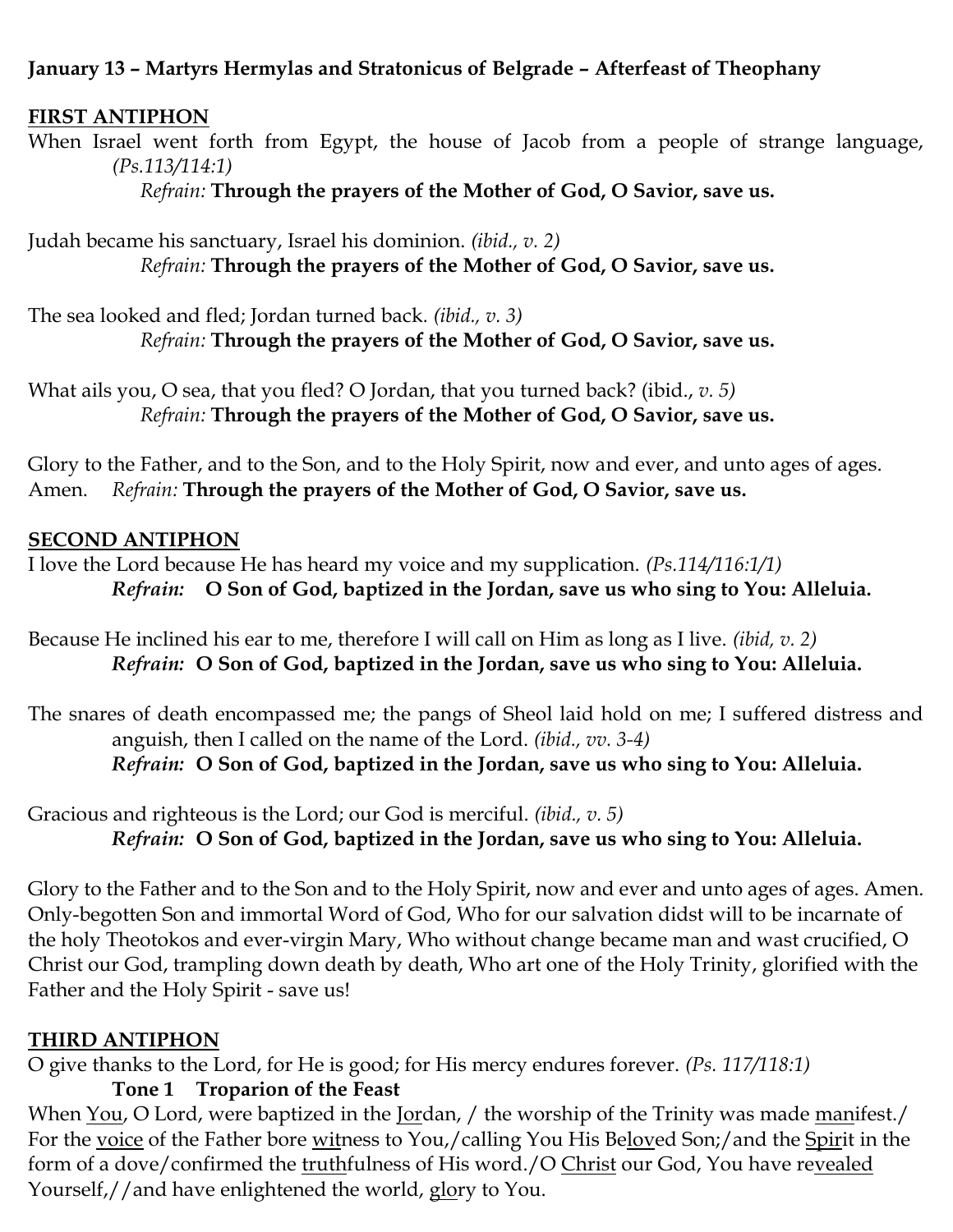**January 13 – Martyrs Hermylas and Stratonicus of Belgrade – Afterfeast of Theophany**

**FIRST ANTIPHON**

When Israel went forth from Egypt, the house of Jacob from a people of strange language, *(Ps.113/114:1)*

*Refrain:* **Through the prayers of the Mother of God, O Savior, save us.**

Judah became his sanctuary, Israel his dominion. *(ibid., v. 2)*

*Refrain:* **Through the prayers of the Mother of God, O Savior, save us.**

The sea looked and fled; Jordan turned back. *(ibid., v. 3)*

*Refrain:* **Through the prayers of the Mother of God, O Savior, save us.**

What ails you, O sea, that you fled? O Jordan, that you turned back? (ibid., *v. 5)*

*Refrain:* **Through the prayers of the Mother of God, O Savior, save us.**

Glory to the Father, and to the Son, and to the Holy Spirit, now and ever, and unto ages of ages. Amen. *Refrain:* **Through the prayers of the Mother of God, O Savior, save us.**

**SECOND ANTIPHON**

I love the Lord because He has heard my voice and my supplication. *(Ps.114/116:1/1)*

***Refrain:*** **O Son of God, baptized in the Jordan, save us who sing to You: Alleluia.**

Because He inclined his ear to me, therefore I will call on Him as long as I live. *(ibid, v. 2)*

***Refrain:*** **O Son of God, baptized in the Jordan, save us who sing to You: Alleluia.**

The snares of death encompassed me; the pangs of Sheol laid hold on me; I suffered distress and anguish, then I called on the name of the Lord. *(ibid., vv. 3-4)*

***Refrain:*** **O Son of God, baptized in the Jordan, save us who sing to You: Alleluia.**

Gracious and righteous is the Lord; our God is merciful. *(ibid., v. 5)*

***Refrain:*** **O Son of God, baptized in the Jordan, save us who sing to You: Alleluia.**

Glory to the Father and to the Son and to the Holy Spirit, now and ever and unto ages of ages. Amen. Only-begotten Son and immortal Word of God, Who for our salvation didst will to be incarnate of the holy Theotokos and ever-virgin Mary, Who without change became man and wast crucified, O Christ our God, trampling down death by death, Who art one of the Holy Trinity, glorified with the Father and the Holy Spirit - save us!

**THIRD ANTIPHON**

O give thanks to the Lord, for He is good; for His mercy endures forever. *(Ps. 117/118:1)*

**Tone 1 Troparion of the Feast**

When You, O Lord, were baptized in the Jordan, / the worship of the Trinity was made manifest./ For the voice of the Father bore witness to You,/calling You His Beloved Son;/and the Spirit in the form of a dove/confirmed the truthfulness of His word./O Christ our God, You have revealed Yourself,//and have enlightened the world, glory to You.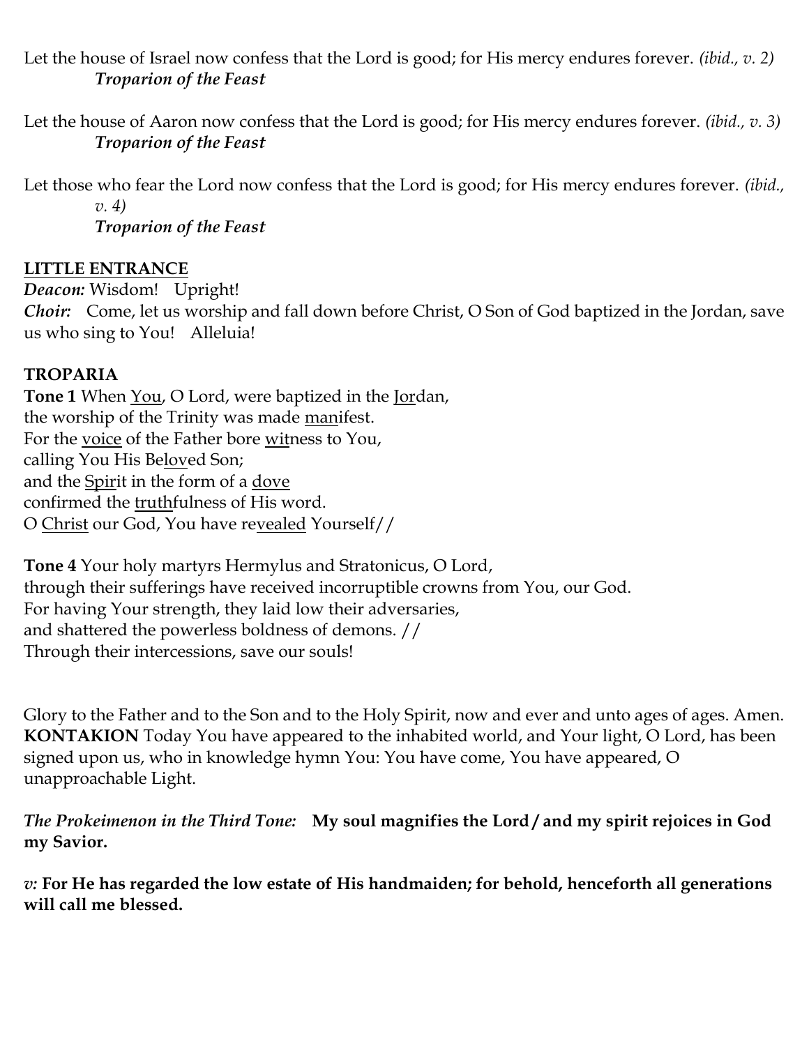Let the house of Israel now confess that the Lord is good; for His mercy endures forever. *(ibid., v. 2)*
*__Troparion of the Feast__*

Let the house of Aaron now confess that the Lord is good; for His mercy endures forever. *(ibid., v. 3)*
*__Troparion of the Feast__*

Let those who fear the Lord now confess that the Lord is good; for His mercy endures forever. *(ibid., v. 4)*
*__Troparion of the Feast__*

**LITTLE ENTRANCE**

***Deacon:*** Wisdom! Upright!
***Choir:*** Come, let us worship and fall down before Christ, O Son of God baptized in the Jordan, save us who sing to You! Alleluia!

**TROPARIA**

**Tone 1** When You, O Lord, were baptized in the Jordan,
the worship of the Trinity was made manifest.
For the voice of the Father bore witness to You,
calling You His Beloved Son;
and the Spirit in the form of a dove
confirmed the truthfulness of His word.
O Christ our God, You have revealed Yourself//

**Tone 4** Your holy martyrs Hermylus and Stratonicus, O Lord,
through their sufferings have received incorruptible crowns from You, our God.
For having Your strength, they laid low their adversaries,
and shattered the powerless boldness of demons. //
Through their intercessions, save our souls!

Glory to the Father and to the Son and to the Holy Spirit, now and ever and unto ages of ages. Amen.
**KONTAKION** Today You have appeared to the inhabited world, and Your light, O Lord, has been signed upon us, who in knowledge hymn You: You have come, You have appeared, O unapproachable Light.

*The Prokeimenon in the Third Tone:* **My soul magnifies the Lord / and my spirit rejoices in God my Savior.**

*v:* **For He has regarded the low estate of His handmaiden; for behold, henceforth all generations will call me blessed.**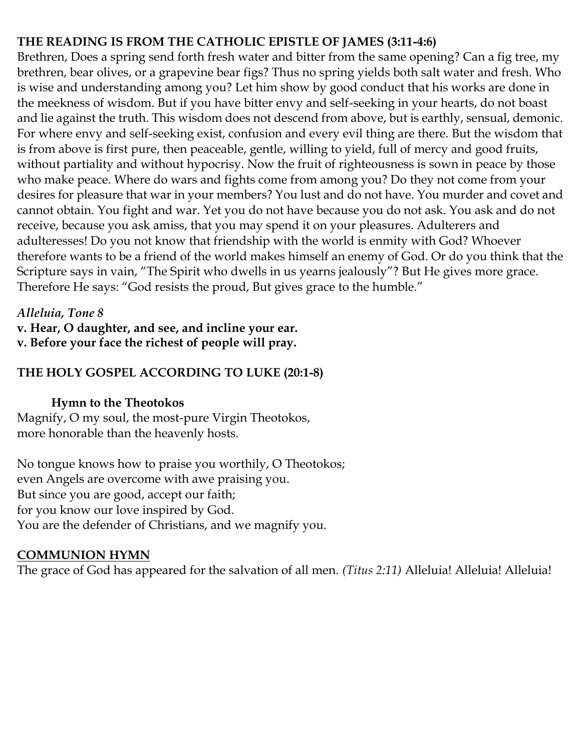**THE READING IS FROM THE CATHOLIC EPISTLE OF JAMES (3:11-4:6)**

Brethren, Does a spring send forth fresh water and bitter from the same opening? Can a fig tree, my brethren, bear olives, or a grapevine bear figs? Thus no spring yields both salt water and fresh. Who is wise and understanding among you? Let him show by good conduct that his works are done in the meekness of wisdom. But if you have bitter envy and self-seeking in your hearts, do not boast and lie against the truth. This wisdom does not descend from above, but is earthly, sensual, demonic. For where envy and self-seeking exist, confusion and every evil thing are there. But the wisdom that is from above is first pure, then peaceable, gentle, willing to yield, full of mercy and good fruits, without partiality and without hypocrisy. Now the fruit of righteousness is sown in peace by those who make peace. Where do wars and fights come from among you? Do they not come from your desires for pleasure that war in your members? You lust and do not have. You murder and covet and cannot obtain. You fight and war. Yet you do not have because you do not ask. You ask and do not receive, because you ask amiss, that you may spend it on your pleasures. Adulterers and adulteresses! Do you not know that friendship with the world is enmity with God? Whoever therefore wants to be a friend of the world makes himself an enemy of God. Or do you think that the Scripture says in vain, "The Spirit who dwells in us yearns jealously"? But He gives more grace. Therefore He says: "God resists the proud, But gives grace to the humble."

***Alleluia, Tone 8***

**v. Hear, O daughter, and see, and incline your ear.**
**v. Before your face the richest of people will pray.**

**THE HOLY GOSPEL ACCORDING TO LUKE (20:1-8)**

**Hymn to the Theotokos**

Magnify, O my soul, the most-pure Virgin Theotokos,
more honorable than the heavenly hosts.

No tongue knows how to praise you worthily, O Theotokos;
even Angels are overcome with awe praising you.
But since you are good, accept our faith;
for you know our love inspired by God.
You are the defender of Christians, and we magnify you.

**COMMUNION HYMN**

The grace of God has appeared for the salvation of all men. *(Titus 2:11)* Alleluia! Alleluia! Alleluia!